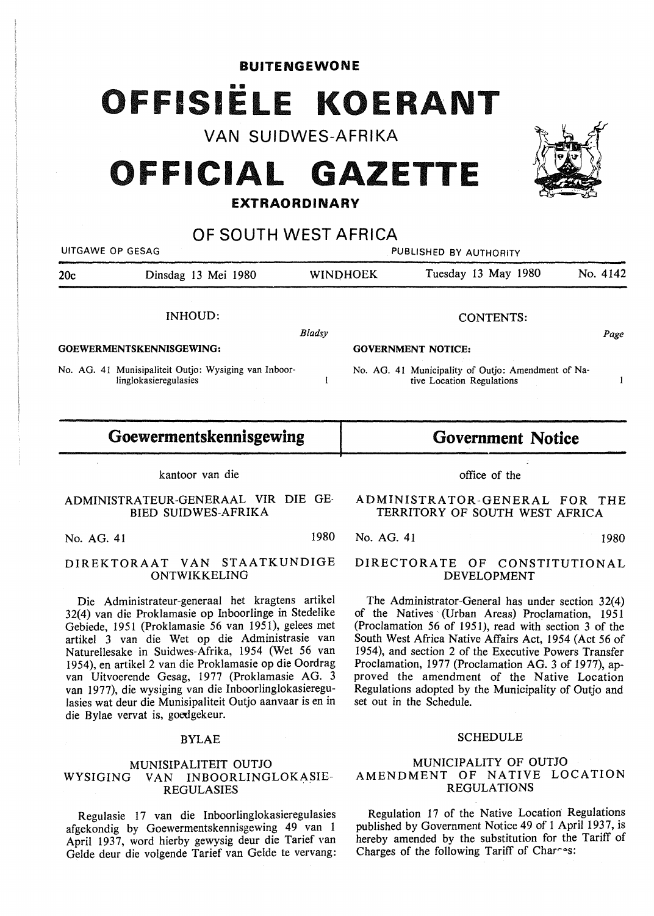**BUITENGEWONE**

# OFFISIËLE KOERANT

VAN SUIDWES-AFRIKA

# OFFICIAL GAZETTE

**EXTRAORDINARY**

## OF SOUTH WEST AFRICA

UITGAWE OP GESAG — PUBLISHED BY AUTHORITY

20c — Dinsdag 13 Mei 1980 — WINDHOEK — Tuesday 13 May 1980 — No. 4142

INHOUD:

*Bladsy*

**GOEWERMENTSKENNISGEWING:**

No. AG. 41 Munisipaliteit Outjo: Wysiging van Inboorlinglokasieregulasies — 1

CONTENTS:

*Page*

**GOVERNMENT NOTICE:**

No. AG. 41 Municipality of Outjo: Amendment of Native Location Regulations — 1

## Goewermentskennisgewing

kantoor van die

ADMINISTRATEUR-GENERAAL VIR DIE GEBIED SUIDWES-AFRIKA

No. AG. 41 — 1980

DIREKTORAAT VAN STAATKUNDIGE ONTWIKKELING

Die Administrateur-generaal het kragtens artikel 32(4) van die Proklamasie op Inboorlinge in Stedelike Gebiede, 1951 (Proklamasie 56 van 1951), gelees met artikel 3 van die Wet op die Administrasie van Naturellesake in Suidwes-Afrika, 1954 (Wet 56 van 1954), en artikel 2 van die Proklamasie op die Oordrag van Uitvoerende Gesag, 1977 (Proklamasie AG. 3 van 1977), die wysiging van die Inboorlinglokasieregulasies wat deur die Munisipaliteit Outjo aanvaar is en in die Bylae vervat is, goedgekeur.

BYLAE

MUNISIPALITEIT OUTJO
WYSIGING VAN INBOORLINGLOKASIE-REGULASIES

Regulasie 17 van die Inboorlinglokasieregulasies afgekondig by Goewermentskennisgewing 49 van 1 April 1937, word hierby gewysig deur die Tarief van Gelde deur die volgende Tarief van Gelde te vervang:

## Government Notice

office of the

ADMINISTRATOR-GENERAL FOR THE TERRITORY OF SOUTH WEST AFRICA

No. AG. 41 — 1980

DIRECTORATE OF CONSTITUTIONAL DEVELOPMENT

The Administrator-General has under section 32(4) of the Natives (Urban Areas) Proclamation, 1951 (Proclamation 56 of 1951), read with section 3 of the South West Africa Native Affairs Act, 1954 (Act 56 of 1954), and section 2 of the Executive Powers Transfer Proclamation, 1977 (Proclamation AG. 3 of 1977), approved the amendment of the Native Location Regulations adopted by the Municipality of Outjo and set out in the Schedule.

SCHEDULE

MUNICIPALITY OF OUTJO
AMENDMENT OF NATIVE LOCATION REGULATIONS

Regulation 17 of the Native Location Regulations published by Government Notice 49 of 1 April 1937, is hereby amended by the substitution for the Tariff of Charges of the following Tariff of Charges: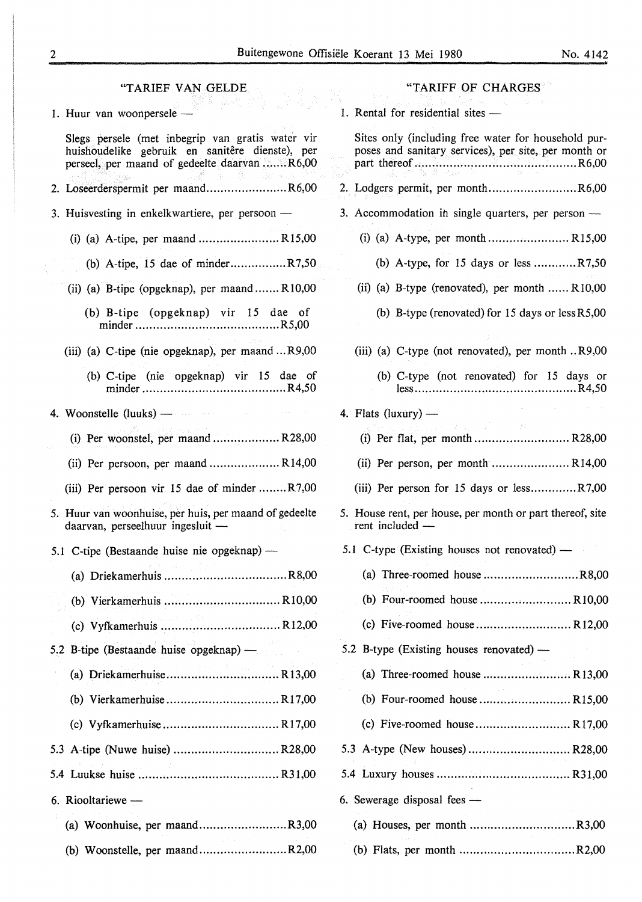"TARIEF VAN GELDE

1. Huur van woonpersele —

Slegs persele (met inbegrip van gratis water vir huishoudelike gebruik en sanitêre dienste), per perseel, per maand of gedeelte daarvan ....... R6,00

2. Loseerderspermit per maand....................... R6,00

3. Huisvesting in enkelkwartiere, per persoon —

(i) (a) A-tipe, per maand ....................... R15,00

(b) A-tipe, 15 dae of minder................ R7,50

(ii) (a) B-tipe (opgeknap), per maand....... R10,00

(b) B-tipe (opgeknap) vir 15 dae of minder ........................................ R5,00

(iii) (a) C-tipe (nie opgeknap), per maand ... R9,00

(b) C-tipe (nie opgeknap) vir 15 dae of minder ........................................ R4,50

4. Woonstelle (luuks) —

(i) Per woonstel, per maand ................... R28,00

(ii) Per persoon, per maand .................... R14,00

(iii) Per persoon vir 15 dae of minder ........ R7,00

5. Huur van woonhuise, per huis, per maand of gedeelte daarvan, perseelhuur ingesluit —

5.1 C-tipe (Bestaande huise nie opgeknap) —

(a) Driekamerhuis .................................. R8,00

(b) Vierkamerhuis ................................ R10,00

(c) Vyfkamerhuis ................................. R12,00

5.2 B-tipe (Bestaande huise opgeknap) —

(a) Driekamerhuise............................... R13,00

(b) Vierkamerhuise............................... R17,00

(c) Vyfkamerhuise................................ R17,00

5.3 A-tipe (Nuwe huise) .............................. R28,00

5.4 Luukse huise ....................................... R31,00

6. Riooltariewe —

(a) Woonhuise, per maand......................... R3,00

(b) Woonstelle, per maand......................... R2,00

"TARIFF OF CHARGES

1. Rental for residential sites —

Sites only (including free water for household purposes and sanitary services), per site, per month or part thereof............................................ R6,00

2. Lodgers permit, per month......................... R6,00

3. Accommodation in single quarters, per person —

(i) (a) A-type, per month ....................... R15,00

(b) A-type, for 15 days or less ............ R7,50

(ii) (a) B-type (renovated), per month ...... R10,00

(b) B-type (renovated) for 15 days or less R5,00

(iii) (a) C-type (not renovated), per month .. R9,00

(b) C-type (not renovated) for 15 days or less............................................. R4,50

4. Flats (luxury) —

(i) Per flat, per month ........................... R28,00

(ii) Per person, per month ...................... R14,00

(iii) Per person for 15 days or less............ R7,00

5. House rent, per house, per month or part thereof, site rent included —

5.1 C-type (Existing houses not renovated) —

(a) Three-roomed house ........................... R8,00

(b) Four-roomed house .......................... R10,00

(c) Five-roomed house........................... R12,00

5.2 B-type (Existing houses renovated) —

(a) Three-roomed house ......................... R13,00

(b) Four-roomed house .......................... R15,00

(c) Five-roomed house........................... R17,00

5.3 A-type (New houses)............................. R28,00

5.4 Luxury houses ..................................... R31,00

6. Sewerage disposal fees —

(a) Houses, per month ............................. R3,00

(b) Flats, per month ................................ R2,00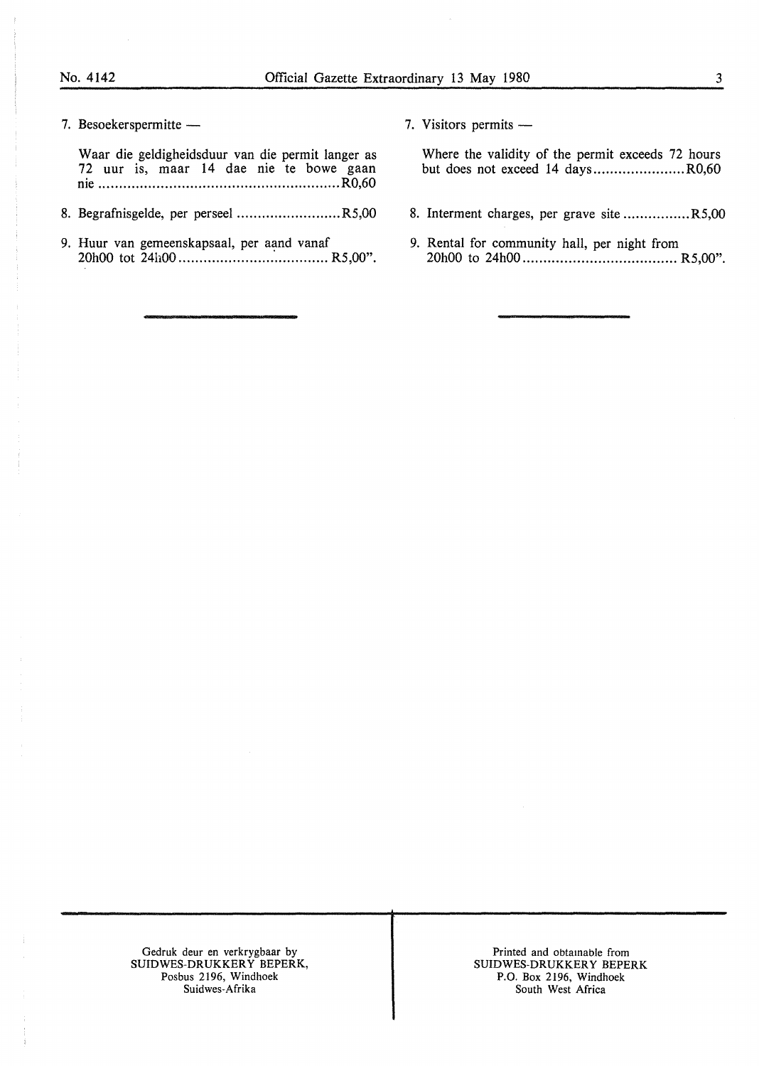7. Besoekerspermitte —

   Waar die geldigheidsduur van die permit langer as 72 uur is, maar 14 dae nie te bowe gaan nie ........................................................ R0,60

8. Begrafnisgelde, per perseel ......................... R5,00

9. Huur van gemeenskapsaal, per aand vanaf 20h00 tot 24h00 .................................... R5,00".

7. Visitors permits —

   Where the validity of the permit exceeds 72 hours but does not exceed 14 days ...................... R0,60

8. Interment charges, per grave site ................ R5,00

9. Rental for community hall, per night from 20h00 to 24h00 ..................................... R5,00".

---

Gedruk deur en verkrygbaar by
SUIDWES-DRUKKERY BEPERK,
Posbus 2196, Windhoek
Suidwes-Afrika

Printed and obtainable from
SUIDWES-DRUKKERY BEPERK
P.O. Box 2196, Windhoek
South West Africa